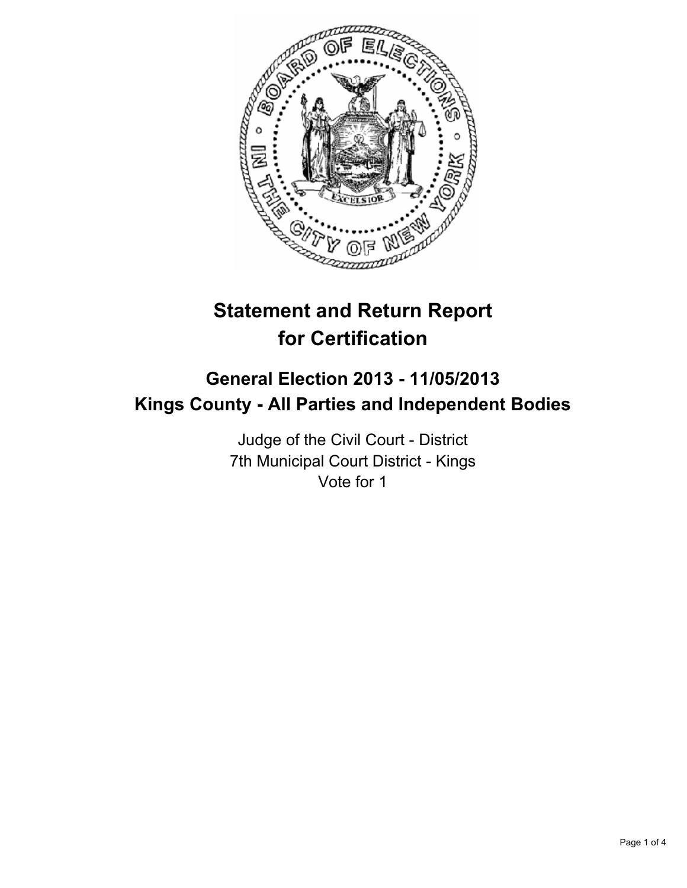# Statement and Return Report for Certification

## General Election 2013 - 11/05/2013
## Kings County - All Parties and Independent Bodies

Judge of the Civil Court - District
7th Municipal Court District - Kings
Vote for 1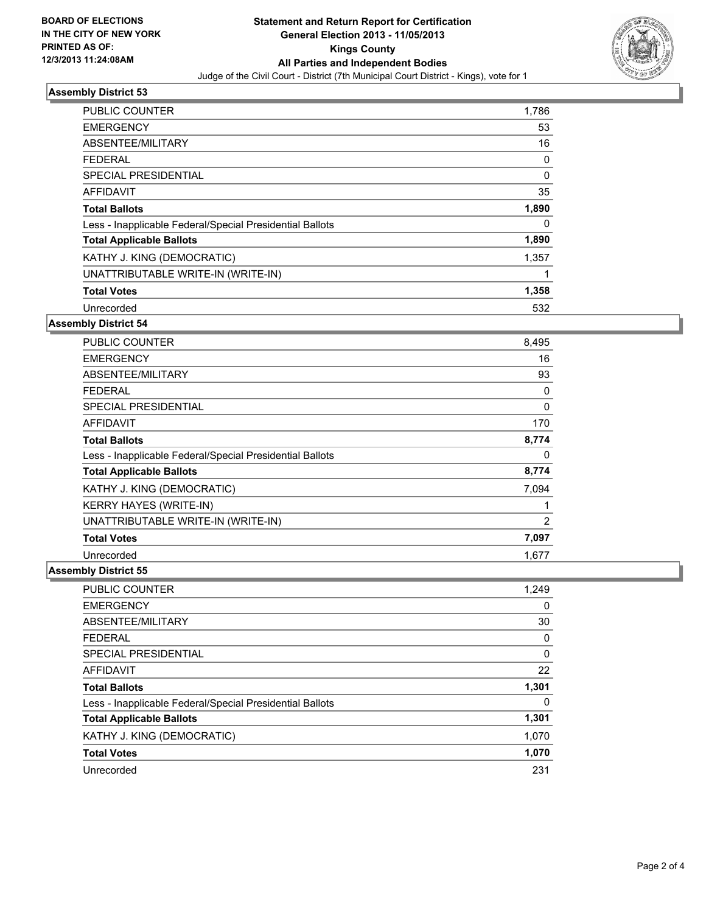**BOARD OF ELECTIONS IN THE CITY OF NEW YORK PRINTED AS OF: 12/3/2013 11:24:08AM**

# Statement and Return Report for Certification
## General Election 2013 - 11/05/2013
## Kings County
## All Parties and Independent Bodies

Judge of the Civil Court - District (7th Municipal Court District - Kings), vote for 1

### Assembly District 53

| | |
|---|---|
| PUBLIC COUNTER | 1,786 |
| EMERGENCY | 53 |
| ABSENTEE/MILITARY | 16 |
| FEDERAL | 0 |
| SPECIAL PRESIDENTIAL | 0 |
| AFFIDAVIT | 35 |
| **Total Ballots** | **1,890** |
| Less - Inapplicable Federal/Special Presidential Ballots | 0 |
| **Total Applicable Ballots** | **1,890** |
| KATHY J. KING (DEMOCRATIC) | 1,357 |
| UNATTRIBUTABLE WRITE-IN (WRITE-IN) | 1 |
| **Total Votes** | **1,358** |
| Unrecorded | 532 |

### Assembly District 54

| | |
|---|---|
| PUBLIC COUNTER | 8,495 |
| EMERGENCY | 16 |
| ABSENTEE/MILITARY | 93 |
| FEDERAL | 0 |
| SPECIAL PRESIDENTIAL | 0 |
| AFFIDAVIT | 170 |
| **Total Ballots** | **8,774** |
| Less - Inapplicable Federal/Special Presidential Ballots | 0 |
| **Total Applicable Ballots** | **8,774** |
| KATHY J. KING (DEMOCRATIC) | 7,094 |
| KERRY HAYES (WRITE-IN) | 1 |
| UNATTRIBUTABLE WRITE-IN (WRITE-IN) | 2 |
| **Total Votes** | **7,097** |
| Unrecorded | 1,677 |

### Assembly District 55

| | |
|---|---|
| PUBLIC COUNTER | 1,249 |
| EMERGENCY | 0 |
| ABSENTEE/MILITARY | 30 |
| FEDERAL | 0 |
| SPECIAL PRESIDENTIAL | 0 |
| AFFIDAVIT | 22 |
| **Total Ballots** | **1,301** |
| Less - Inapplicable Federal/Special Presidential Ballots | 0 |
| **Total Applicable Ballots** | **1,301** |
| KATHY J. KING (DEMOCRATIC) | 1,070 |
| **Total Votes** | **1,070** |
| Unrecorded | 231 |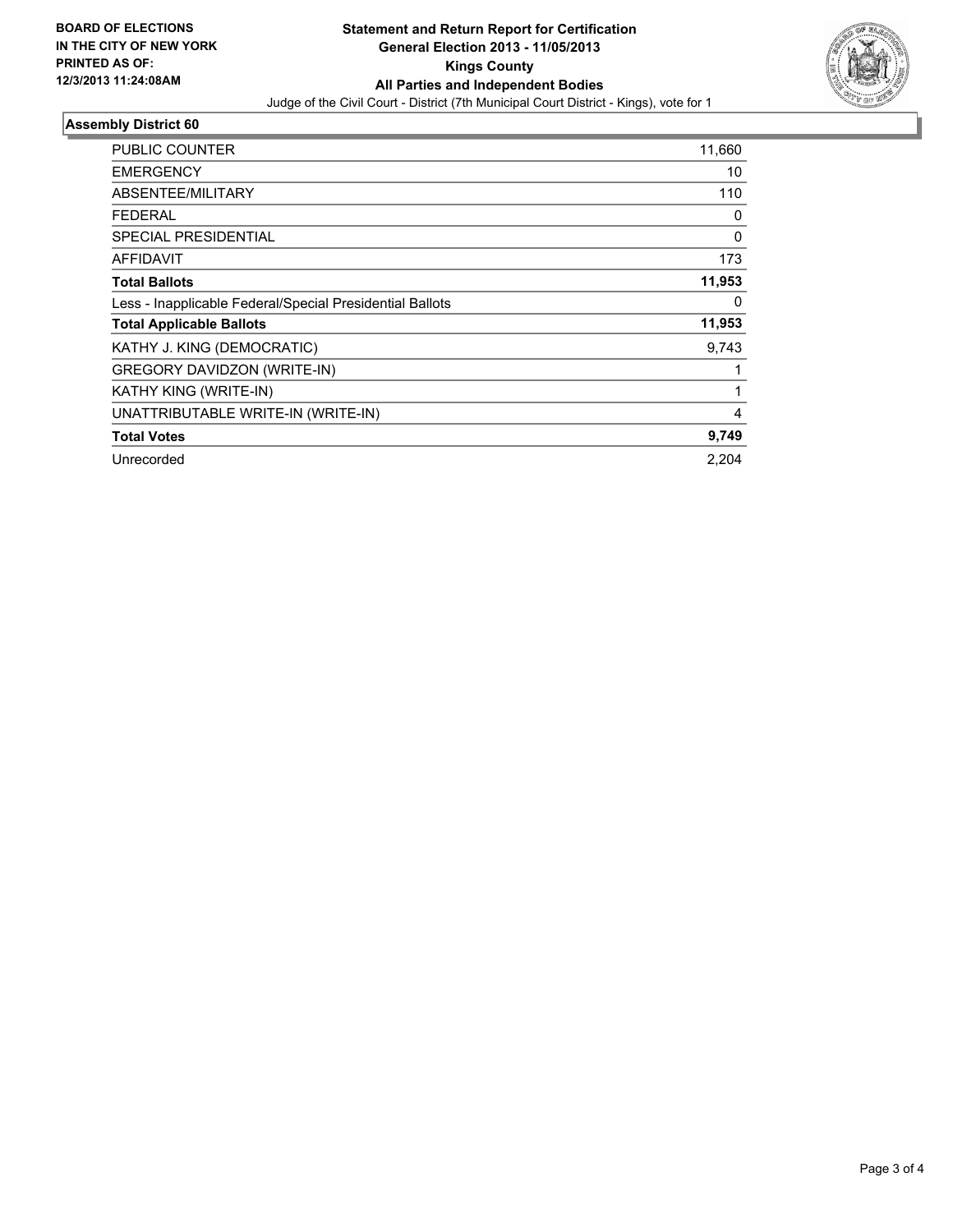**BOARD OF ELECTIONS IN THE CITY OF NEW YORK PRINTED AS OF: 12/3/2013 11:24:08AM**

# Statement and Return Report for Certification
## General Election 2013 - 11/05/2013
## Kings County
## All Parties and Independent Bodies

Judge of the Civil Court - District (7th Municipal Court District - Kings), vote for 1

### Assembly District 60

| | |
|---|---|
| PUBLIC COUNTER | 11,660 |
| EMERGENCY | 10 |
| ABSENTEE/MILITARY | 110 |
| FEDERAL | 0 |
| SPECIAL PRESIDENTIAL | 0 |
| AFFIDAVIT | 173 |
| **Total Ballots** | **11,953** |
| Less - Inapplicable Federal/Special Presidential Ballots | 0 |
| **Total Applicable Ballots** | **11,953** |
| KATHY J. KING (DEMOCRATIC) | 9,743 |
| GREGORY DAVIDZON (WRITE-IN) | 1 |
| KATHY KING (WRITE-IN) | 1 |
| UNATTRIBUTABLE WRITE-IN (WRITE-IN) | 4 |
| **Total Votes** | **9,749** |
| Unrecorded | 2,204 |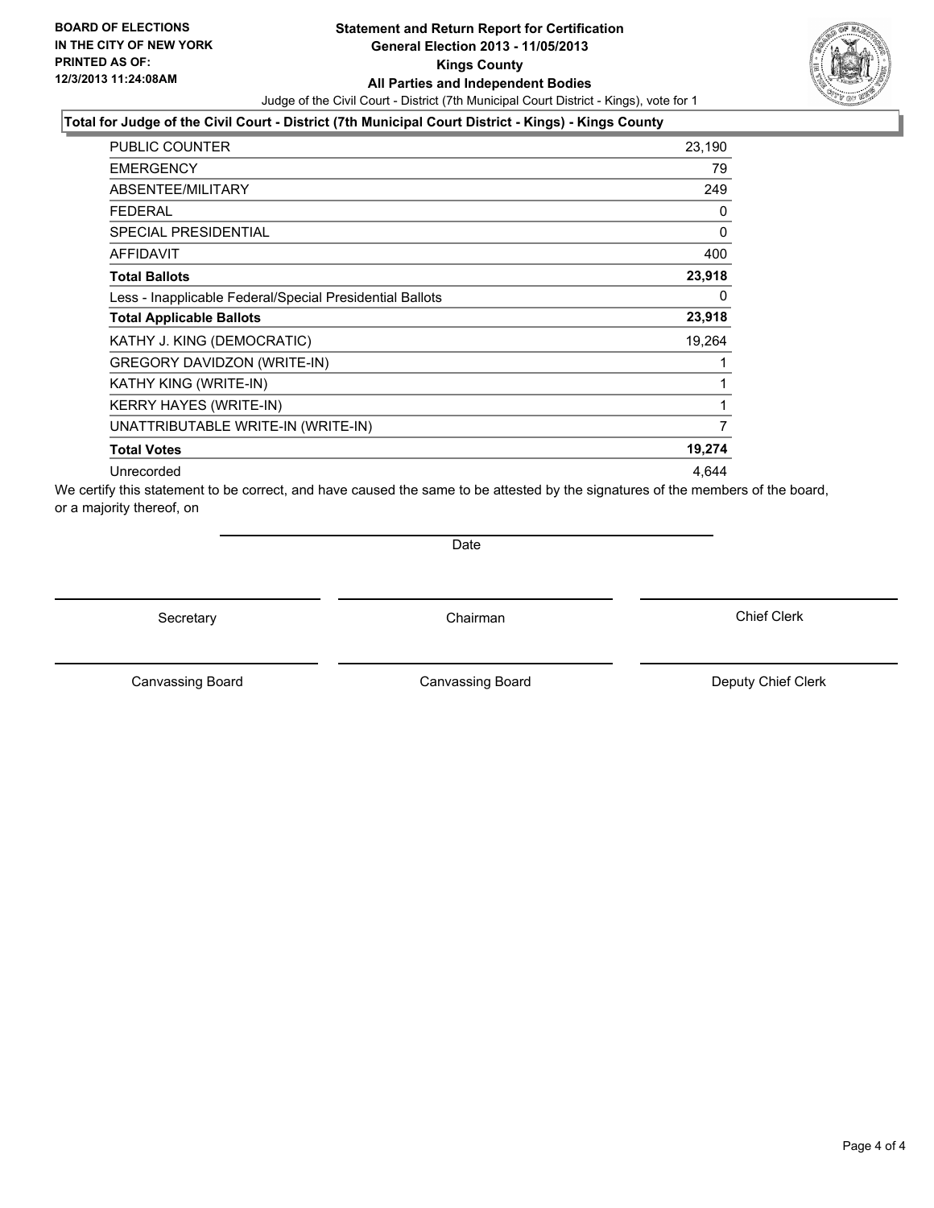**BOARD OF ELECTIONS IN THE CITY OF NEW YORK PRINTED AS OF: 12/3/2013 11:24:08AM**

**Statement and Return Report for Certification General Election 2013 - 11/05/2013 Kings County All Parties and Independent Bodies**

Judge of the Civil Court - District (7th Municipal Court District - Kings), vote for 1

**Total for Judge of the Civil Court - District (7th Municipal Court District - Kings) - Kings County**

| | |
|---|---|
| PUBLIC COUNTER | 23,190 |
| EMERGENCY | 79 |
| ABSENTEE/MILITARY | 249 |
| FEDERAL | 0 |
| SPECIAL PRESIDENTIAL | 0 |
| AFFIDAVIT | 400 |
| **Total Ballots** | **23,918** |
| Less - Inapplicable Federal/Special Presidential Ballots | 0 |
| **Total Applicable Ballots** | **23,918** |
| KATHY J. KING (DEMOCRATIC) | 19,264 |
| GREGORY DAVIDZON (WRITE-IN) | 1 |
| KATHY KING (WRITE-IN) | 1 |
| KERRY HAYES (WRITE-IN) | 1 |
| UNATTRIBUTABLE WRITE-IN (WRITE-IN) | 7 |
| **Total Votes** | **19,274** |
| Unrecorded | 4,644 |

We certify this statement to be correct, and have caused the same to be attested by the signatures of the members of the board, or a majority thereof, on

Date

Secretary | Chairman | Chief Clerk

Canvassing Board | Canvassing Board | Deputy Chief Clerk